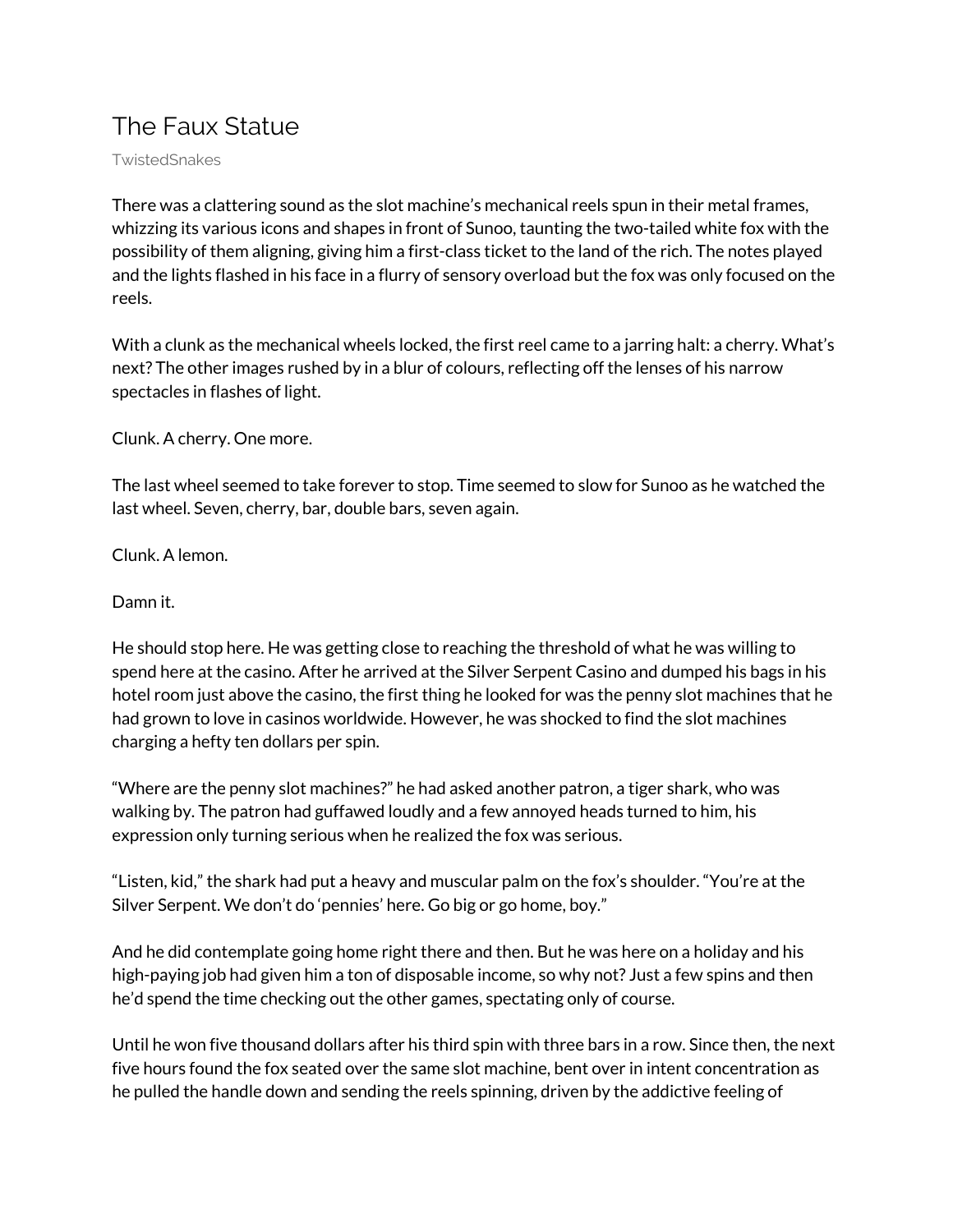# The Faux Statue

TwistedSnakes

There was a clattering sound as the slot machine's mechanical reels spun in their metal frames, whizzing its various icons and shapes in front of Sunoo, taunting the two-tailed white fox with the possibility of them aligning, giving him a first-class ticket to the land of the rich. The notes played and the lights flashed in his face in a flurry of sensory overload but the fox was only focused on the reels.

With a clunk as the mechanical wheels locked, the first reel came to a jarring halt: a cherry. What's next? The other images rushed by in a blur of colours, reflecting off the lenses of his narrow spectacles in flashes of light.

Clunk. A cherry. One more.

The last wheel seemed to take forever to stop. Time seemed to slow for Sunoo as he watched the last wheel. Seven, cherry, bar, double bars, seven again.

Clunk. A lemon.

Damn it.

He should stop here. He was getting close to reaching the threshold of what he was willing to spend here at the casino. After he arrived at the Silver Serpent Casino and dumped his bags in his hotel room just above the casino, the first thing he looked for was the penny slot machines that he had grown to love in casinos worldwide. However, he was shocked to find the slot machines charging a hefty ten dollars per spin.

"Where are the penny slot machines?" he had asked another patron, a tiger shark, who was walking by. The patron had guffawed loudly and a few annoyed heads turned to him, his expression only turning serious when he realized the fox was serious.

"Listen, kid," the shark had put a heavy and muscular palm on the fox's shoulder. "You're at the Silver Serpent. We don't do 'pennies' here. Go big or go home, boy."

And he did contemplate going home right there and then. But he was here on a holiday and his high-paying job had given him a ton of disposable income, so why not? Just a few spins and then he'd spend the time checking out the other games, spectating only of course.

Until he won five thousand dollars after his third spin with three bars in a row. Since then, the next five hours found the fox seated over the same slot machine, bent over in intent concentration as he pulled the handle down and sending the reels spinning, driven by the addictive feeling of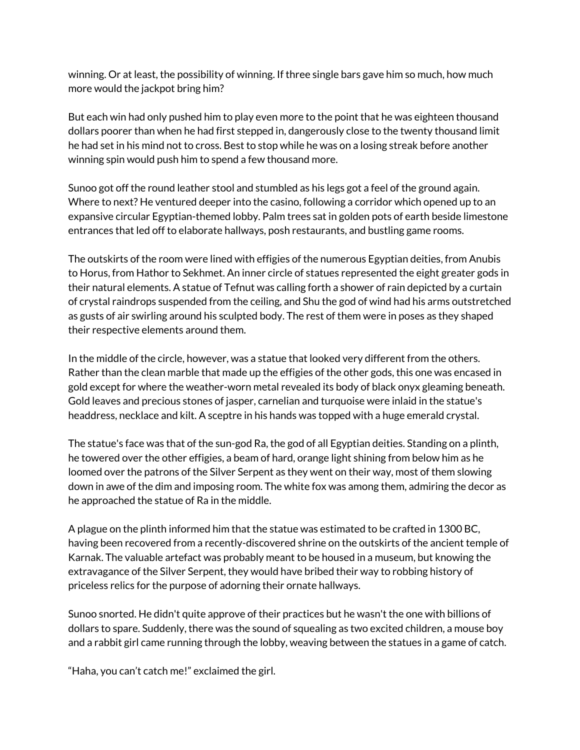winning. Or at least, the possibility of winning. If three single bars gave him so much, how much more would the jackpot bring him?

But each win had only pushed him to play even more to the point that he was eighteen thousand dollars poorer than when he had first stepped in, dangerously close to the twenty thousand limit he had set in his mind not to cross. Best to stop while he was on a losing streak before another winning spin would push him to spend a few thousand more.

Sunoo got off the round leather stool and stumbled as his legs got a feel of the ground again. Where to next? He ventured deeper into the casino, following a corridor which opened up to an expansive circular Egyptian-themed lobby. Palm trees sat in golden pots of earth beside limestone entrances that led off to elaborate hallways, posh restaurants, and bustling game rooms.

The outskirts of the room were lined with effigies of the numerous Egyptian deities, from Anubis to Horus, from Hathor to Sekhmet. An inner circle of statues represented the eight greater gods in their natural elements. A statue of Tefnut was calling forth a shower of rain depicted by a curtain of crystal raindrops suspended from the ceiling, and Shu the god of wind had his arms outstretched as gusts of air swirling around his sculpted body. The rest of them were in poses as they shaped their respective elements around them.

In the middle of the circle, however, was a statue that looked very different from the others. Rather than the clean marble that made up the effigies of the other gods, this one was encased in gold except for where the weather-worn metal revealed its body of black onyx gleaming beneath. Gold leaves and precious stones of jasper, carnelian and turquoise were inlaid in the statue's headdress, necklace and kilt. A sceptre in his hands was topped with a huge emerald crystal.

The statue's face was that of the sun-god Ra, the god of all Egyptian deities. Standing on a plinth, he towered over the other effigies, a beam of hard, orange light shining from below him as he loomed over the patrons of the Silver Serpent as they went on their way, most of them slowing down in awe of the dim and imposing room. The white fox was among them, admiring the decor as he approached the statue of Ra in the middle.

A plague on the plinth informed him that the statue was estimated to be crafted in 1300 BC, having been recovered from a recently-discovered shrine on the outskirts of the ancient temple of Karnak. The valuable artefact was probably meant to be housed in a museum, but knowing the extravagance of the Silver Serpent, they would have bribed their way to robbing history of priceless relics for the purpose of adorning their ornate hallways.

Sunoo snorted. He didn't quite approve of their practices but he wasn't the one with billions of dollars to spare. Suddenly, there was the sound of squealing as two excited children, a mouse boy and a rabbit girl came running through the lobby, weaving between the statues in a game of catch.

"Haha, you can't catch me!" exclaimed the girl.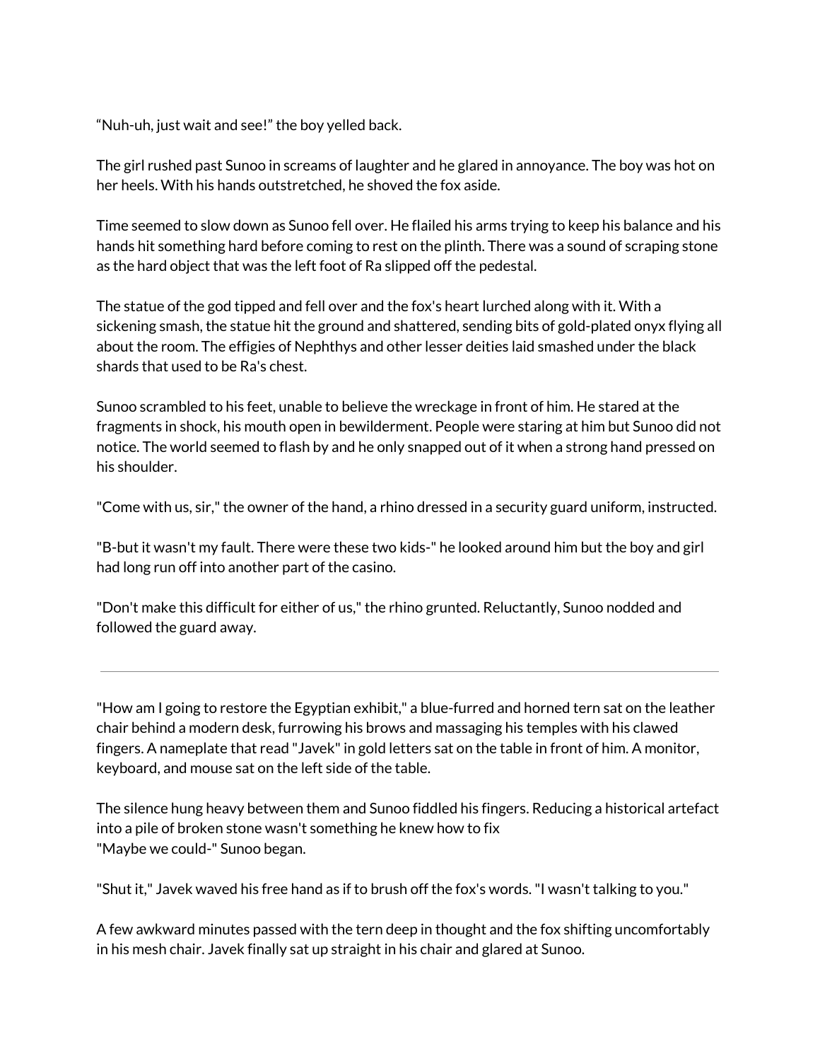"Nuh-uh, just wait and see!" the boy yelled back.

The girl rushed past Sunoo in screams of laughter and he glared in annoyance. The boy was hot on her heels. With his hands outstretched, he shoved the fox aside.

Time seemed to slow down as Sunoo fell over. He flailed his arms trying to keep his balance and his hands hit something hard before coming to rest on the plinth. There was a sound of scraping stone as the hard object that was the left foot of Ra slipped off the pedestal.

The statue of the god tipped and fell over and the fox's heart lurched along with it. With a sickening smash, the statue hit the ground and shattered, sending bits of gold-plated onyx flying all about the room. The effigies of Nephthys and other lesser deities laid smashed under the black shards that used to be Ra's chest.

Sunoo scrambled to his feet, unable to believe the wreckage in front of him. He stared at the fragments in shock, his mouth open in bewilderment. People were staring at him but Sunoo did not notice. The world seemed to flash by and he only snapped out of it when a strong hand pressed on his shoulder.

"Come with us, sir," the owner of the hand, a rhino dressed in a security guard uniform, instructed.

"B-but it wasn't my fault. There were these two kids-" he looked around him but the boy and girl had long run off into another part of the casino.

"Don't make this difficult for either of us," the rhino grunted. Reluctantly, Sunoo nodded and followed the guard away.

---

"How am I going to restore the Egyptian exhibit," a blue-furred and horned tern sat on the leather chair behind a modern desk, furrowing his brows and massaging his temples with his clawed fingers. A nameplate that read "Javek" in gold letters sat on the table in front of him. A monitor, keyboard, and mouse sat on the left side of the table.

The silence hung heavy between them and Sunoo fiddled his fingers. Reducing a historical artefact into a pile of broken stone wasn't something he knew how to fix
"Maybe we could-" Sunoo began.

"Shut it," Javek waved his free hand as if to brush off the fox's words. "I wasn't talking to you."

A few awkward minutes passed with the tern deep in thought and the fox shifting uncomfortably in his mesh chair. Javek finally sat up straight in his chair and glared at Sunoo.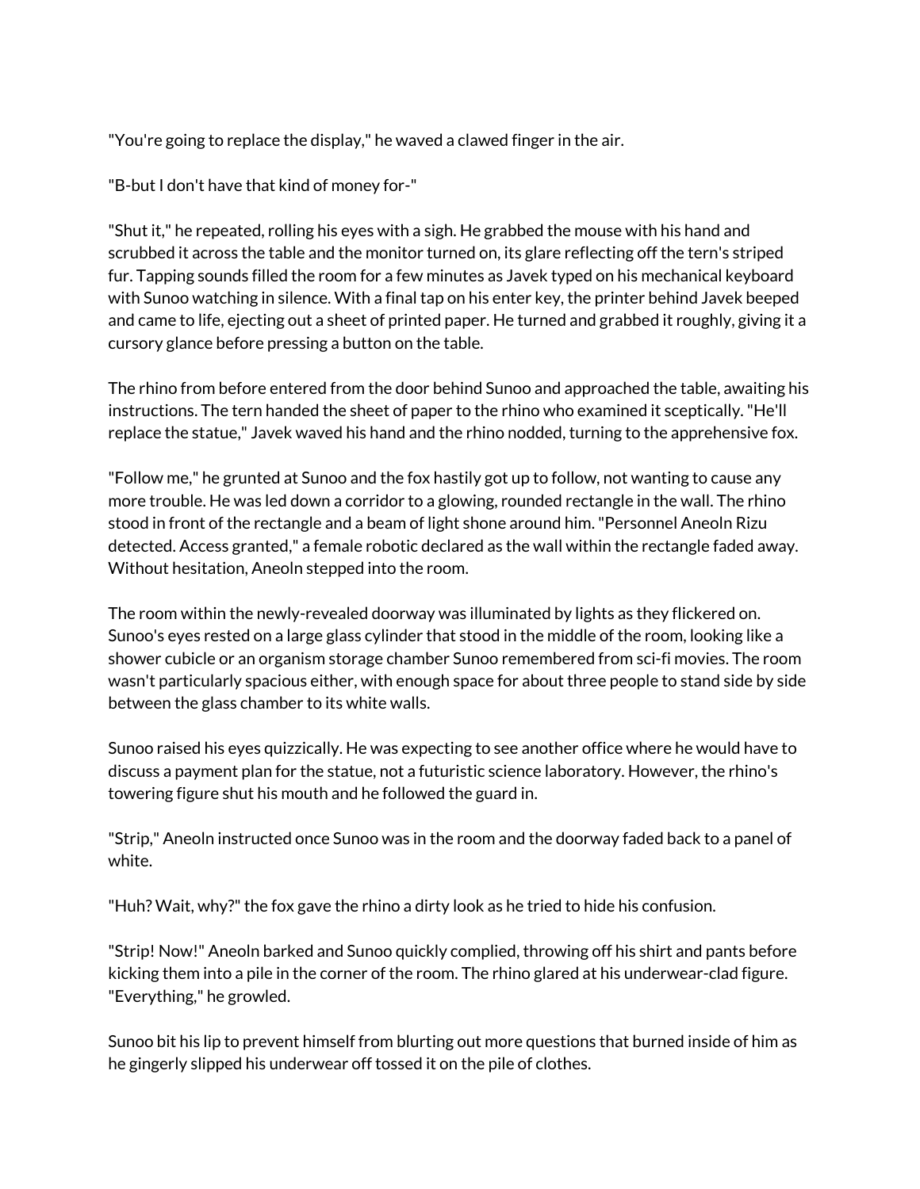"You're going to replace the display," he waved a clawed finger in the air.

"B-but I don't have that kind of money for-"

"Shut it," he repeated, rolling his eyes with a sigh. He grabbed the mouse with his hand and scrubbed it across the table and the monitor turned on, its glare reflecting off the tern's striped fur. Tapping sounds filled the room for a few minutes as Javek typed on his mechanical keyboard with Sunoo watching in silence. With a final tap on his enter key, the printer behind Javek beeped and came to life, ejecting out a sheet of printed paper. He turned and grabbed it roughly, giving it a cursory glance before pressing a button on the table.

The rhino from before entered from the door behind Sunoo and approached the table, awaiting his instructions. The tern handed the sheet of paper to the rhino who examined it sceptically. "He'll replace the statue," Javek waved his hand and the rhino nodded, turning to the apprehensive fox.

"Follow me," he grunted at Sunoo and the fox hastily got up to follow, not wanting to cause any more trouble. He was led down a corridor to a glowing, rounded rectangle in the wall. The rhino stood in front of the rectangle and a beam of light shone around him. "Personnel Aneoln Rizu detected. Access granted," a female robotic declared as the wall within the rectangle faded away. Without hesitation, Aneoln stepped into the room.

The room within the newly-revealed doorway was illuminated by lights as they flickered on. Sunoo's eyes rested on a large glass cylinder that stood in the middle of the room, looking like a shower cubicle or an organism storage chamber Sunoo remembered from sci-fi movies. The room wasn't particularly spacious either, with enough space for about three people to stand side by side between the glass chamber to its white walls.

Sunoo raised his eyes quizzically. He was expecting to see another office where he would have to discuss a payment plan for the statue, not a futuristic science laboratory. However, the rhino's towering figure shut his mouth and he followed the guard in.

"Strip," Aneoln instructed once Sunoo was in the room and the doorway faded back to a panel of white.

"Huh? Wait, why?" the fox gave the rhino a dirty look as he tried to hide his confusion.

"Strip! Now!" Aneoln barked and Sunoo quickly complied, throwing off his shirt and pants before kicking them into a pile in the corner of the room. The rhino glared at his underwear-clad figure. "Everything," he growled.

Sunoo bit his lip to prevent himself from blurting out more questions that burned inside of him as he gingerly slipped his underwear off tossed it on the pile of clothes.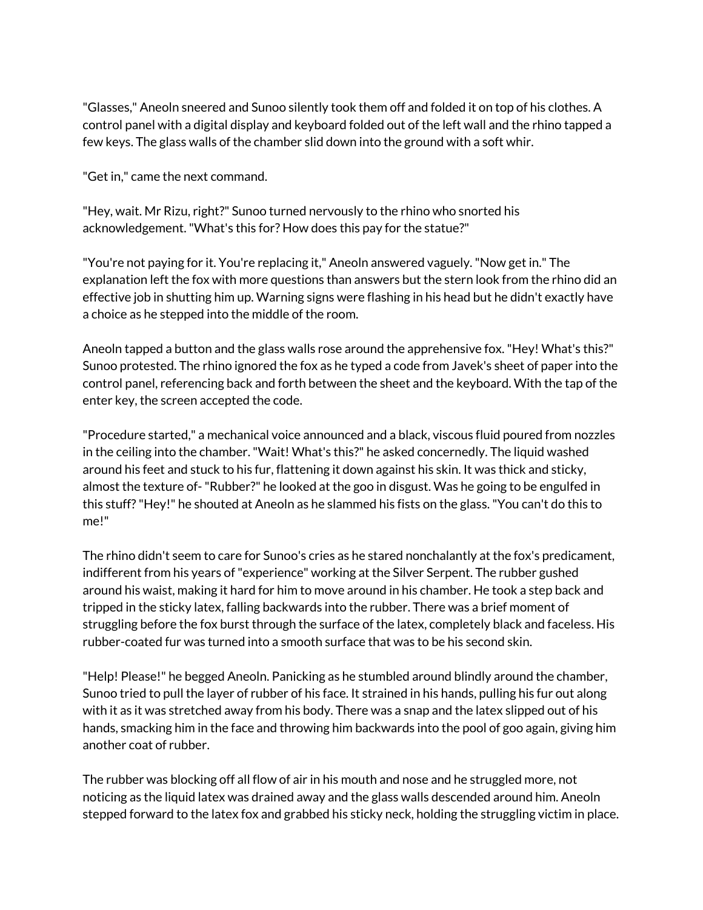"Glasses," Aneoln sneered and Sunoo silently took them off and folded it on top of his clothes. A control panel with a digital display and keyboard folded out of the left wall and the rhino tapped a few keys. The glass walls of the chamber slid down into the ground with a soft whir.

"Get in," came the next command.

"Hey, wait. Mr Rizu, right?" Sunoo turned nervously to the rhino who snorted his acknowledgement. "What's this for? How does this pay for the statue?"

"You're not paying for it. You're replacing it," Aneoln answered vaguely. "Now get in." The explanation left the fox with more questions than answers but the stern look from the rhino did an effective job in shutting him up. Warning signs were flashing in his head but he didn't exactly have a choice as he stepped into the middle of the room.

Aneoln tapped a button and the glass walls rose around the apprehensive fox. "Hey! What's this?" Sunoo protested. The rhino ignored the fox as he typed a code from Javek's sheet of paper into the control panel, referencing back and forth between the sheet and the keyboard. With the tap of the enter key, the screen accepted the code.

"Procedure started," a mechanical voice announced and a black, viscous fluid poured from nozzles in the ceiling into the chamber. "Wait! What's this?" he asked concernedly. The liquid washed around his feet and stuck to his fur, flattening it down against his skin. It was thick and sticky, almost the texture of- "Rubber?" he looked at the goo in disgust. Was he going to be engulfed in this stuff? "Hey!" he shouted at Aneoln as he slammed his fists on the glass. "You can't do this to me!"

The rhino didn't seem to care for Sunoo's cries as he stared nonchalantly at the fox's predicament, indifferent from his years of "experience" working at the Silver Serpent. The rubber gushed around his waist, making it hard for him to move around in his chamber. He took a step back and tripped in the sticky latex, falling backwards into the rubber. There was a brief moment of struggling before the fox burst through the surface of the latex, completely black and faceless. His rubber-coated fur was turned into a smooth surface that was to be his second skin.

"Help! Please!" he begged Aneoln. Panicking as he stumbled around blindly around the chamber, Sunoo tried to pull the layer of rubber of his face. It strained in his hands, pulling his fur out along with it as it was stretched away from his body. There was a snap and the latex slipped out of his hands, smacking him in the face and throwing him backwards into the pool of goo again, giving him another coat of rubber.

The rubber was blocking off all flow of air in his mouth and nose and he struggled more, not noticing as the liquid latex was drained away and the glass walls descended around him. Aneoln stepped forward to the latex fox and grabbed his sticky neck, holding the struggling victim in place.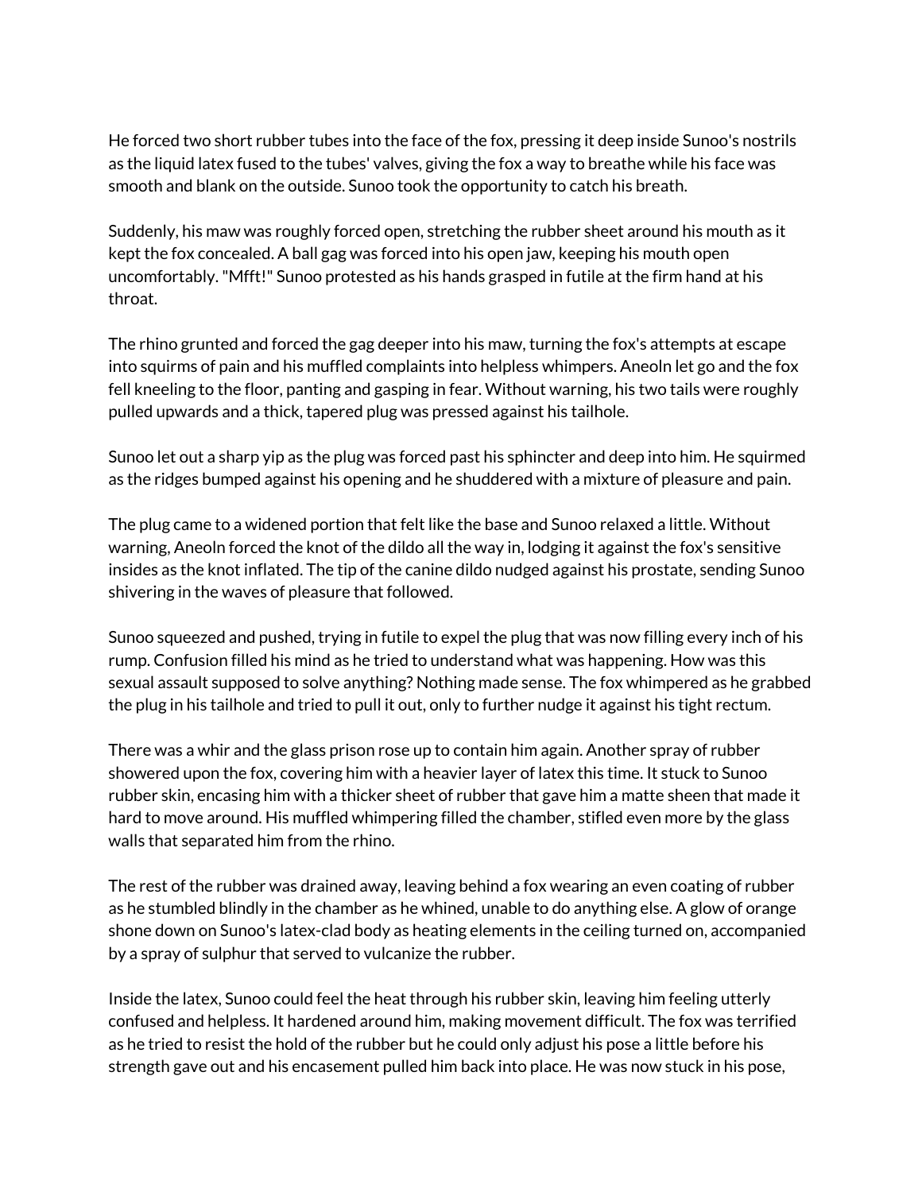He forced two short rubber tubes into the face of the fox, pressing it deep inside Sunoo's nostrils as the liquid latex fused to the tubes' valves, giving the fox a way to breathe while his face was smooth and blank on the outside. Sunoo took the opportunity to catch his breath.

Suddenly, his maw was roughly forced open, stretching the rubber sheet around his mouth as it kept the fox concealed. A ball gag was forced into his open jaw, keeping his mouth open uncomfortably. "Mfft!" Sunoo protested as his hands grasped in futile at the firm hand at his throat.

The rhino grunted and forced the gag deeper into his maw, turning the fox's attempts at escape into squirms of pain and his muffled complaints into helpless whimpers. Aneoln let go and the fox fell kneeling to the floor, panting and gasping in fear. Without warning, his two tails were roughly pulled upwards and a thick, tapered plug was pressed against his tailhole.

Sunoo let out a sharp yip as the plug was forced past his sphincter and deep into him. He squirmed as the ridges bumped against his opening and he shuddered with a mixture of pleasure and pain.

The plug came to a widened portion that felt like the base and Sunoo relaxed a little. Without warning, Aneoln forced the knot of the dildo all the way in, lodging it against the fox's sensitive insides as the knot inflated. The tip of the canine dildo nudged against his prostate, sending Sunoo shivering in the waves of pleasure that followed.

Sunoo squeezed and pushed, trying in futile to expel the plug that was now filling every inch of his rump. Confusion filled his mind as he tried to understand what was happening. How was this sexual assault supposed to solve anything? Nothing made sense. The fox whimpered as he grabbed the plug in his tailhole and tried to pull it out, only to further nudge it against his tight rectum.

There was a whir and the glass prison rose up to contain him again. Another spray of rubber showered upon the fox, covering him with a heavier layer of latex this time. It stuck to Sunoo rubber skin, encasing him with a thicker sheet of rubber that gave him a matte sheen that made it hard to move around. His muffled whimpering filled the chamber, stifled even more by the glass walls that separated him from the rhino.

The rest of the rubber was drained away, leaving behind a fox wearing an even coating of rubber as he stumbled blindly in the chamber as he whined, unable to do anything else. A glow of orange shone down on Sunoo's latex-clad body as heating elements in the ceiling turned on, accompanied by a spray of sulphur that served to vulcanize the rubber.

Inside the latex, Sunoo could feel the heat through his rubber skin, leaving him feeling utterly confused and helpless. It hardened around him, making movement difficult. The fox was terrified as he tried to resist the hold of the rubber but he could only adjust his pose a little before his strength gave out and his encasement pulled him back into place. He was now stuck in his pose,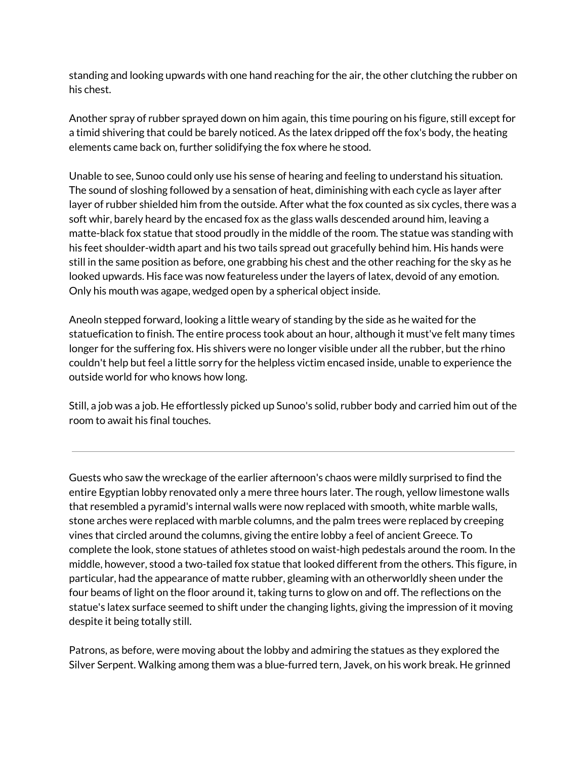standing and looking upwards with one hand reaching for the air, the other clutching the rubber on his chest.

Another spray of rubber sprayed down on him again, this time pouring on his figure, still except for a timid shivering that could be barely noticed. As the latex dripped off the fox's body, the heating elements came back on, further solidifying the fox where he stood.

Unable to see, Sunoo could only use his sense of hearing and feeling to understand his situation. The sound of sloshing followed by a sensation of heat, diminishing with each cycle as layer after layer of rubber shielded him from the outside. After what the fox counted as six cycles, there was a soft whir, barely heard by the encased fox as the glass walls descended around him, leaving a matte-black fox statue that stood proudly in the middle of the room. The statue was standing with his feet shoulder-width apart and his two tails spread out gracefully behind him. His hands were still in the same position as before, one grabbing his chest and the other reaching for the sky as he looked upwards. His face was now featureless under the layers of latex, devoid of any emotion. Only his mouth was agape, wedged open by a spherical object inside.

Aneoln stepped forward, looking a little weary of standing by the side as he waited for the statuefication to finish. The entire process took about an hour, although it must've felt many times longer for the suffering fox. His shivers were no longer visible under all the rubber, but the rhino couldn't help but feel a little sorry for the helpless victim encased inside, unable to experience the outside world for who knows how long.

Still, a job was a job. He effortlessly picked up Sunoo's solid, rubber body and carried him out of the room to await his final touches.

---

Guests who saw the wreckage of the earlier afternoon's chaos were mildly surprised to find the entire Egyptian lobby renovated only a mere three hours later. The rough, yellow limestone walls that resembled a pyramid's internal walls were now replaced with smooth, white marble walls, stone arches were replaced with marble columns, and the palm trees were replaced by creeping vines that circled around the columns, giving the entire lobby a feel of ancient Greece. To complete the look, stone statues of athletes stood on waist-high pedestals around the room. In the middle, however, stood a two-tailed fox statue that looked different from the others. This figure, in particular, had the appearance of matte rubber, gleaming with an otherworldly sheen under the four beams of light on the floor around it, taking turns to glow on and off. The reflections on the statue's latex surface seemed to shift under the changing lights, giving the impression of it moving despite it being totally still.

Patrons, as before, were moving about the lobby and admiring the statues as they explored the Silver Serpent. Walking among them was a blue-furred tern, Javek, on his work break. He grinned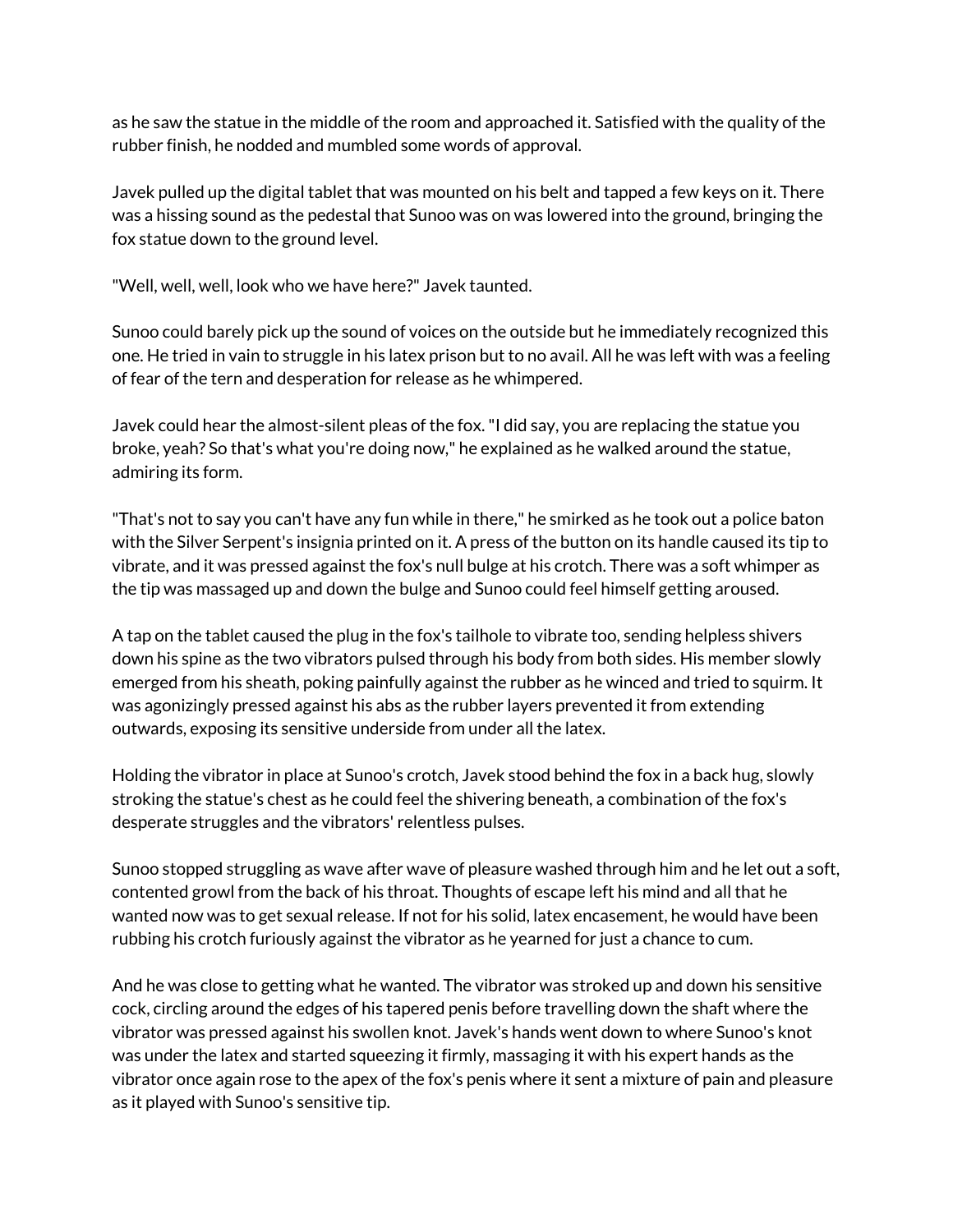as he saw the statue in the middle of the room and approached it. Satisfied with the quality of the rubber finish, he nodded and mumbled some words of approval.

Javek pulled up the digital tablet that was mounted on his belt and tapped a few keys on it. There was a hissing sound as the pedestal that Sunoo was on was lowered into the ground, bringing the fox statue down to the ground level.

"Well, well, well, look who we have here?" Javek taunted.

Sunoo could barely pick up the sound of voices on the outside but he immediately recognized this one. He tried in vain to struggle in his latex prison but to no avail. All he was left with was a feeling of fear of the tern and desperation for release as he whimpered.

Javek could hear the almost-silent pleas of the fox. "I did say, you are replacing the statue you broke, yeah? So that's what you're doing now," he explained as he walked around the statue, admiring its form.

"That's not to say you can't have any fun while in there," he smirked as he took out a police baton with the Silver Serpent's insignia printed on it. A press of the button on its handle caused its tip to vibrate, and it was pressed against the fox's null bulge at his crotch. There was a soft whimper as the tip was massaged up and down the bulge and Sunoo could feel himself getting aroused.

A tap on the tablet caused the plug in the fox's tailhole to vibrate too, sending helpless shivers down his spine as the two vibrators pulsed through his body from both sides. His member slowly emerged from his sheath, poking painfully against the rubber as he winced and tried to squirm. It was agonizingly pressed against his abs as the rubber layers prevented it from extending outwards, exposing its sensitive underside from under all the latex.

Holding the vibrator in place at Sunoo's crotch, Javek stood behind the fox in a back hug, slowly stroking the statue's chest as he could feel the shivering beneath, a combination of the fox's desperate struggles and the vibrators' relentless pulses.

Sunoo stopped struggling as wave after wave of pleasure washed through him and he let out a soft, contented growl from the back of his throat. Thoughts of escape left his mind and all that he wanted now was to get sexual release. If not for his solid, latex encasement, he would have been rubbing his crotch furiously against the vibrator as he yearned for just a chance to cum.

And he was close to getting what he wanted. The vibrator was stroked up and down his sensitive cock, circling around the edges of his tapered penis before travelling down the shaft where the vibrator was pressed against his swollen knot. Javek's hands went down to where Sunoo's knot was under the latex and started squeezing it firmly, massaging it with his expert hands as the vibrator once again rose to the apex of the fox's penis where it sent a mixture of pain and pleasure as it played with Sunoo's sensitive tip.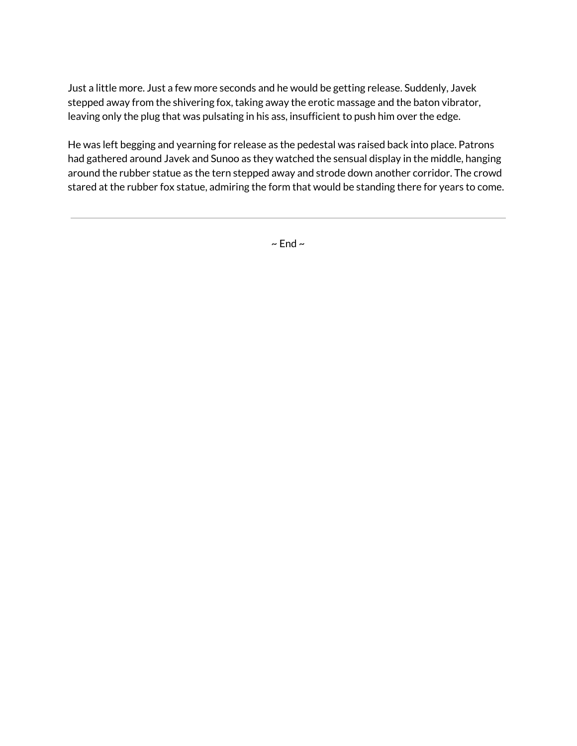Just a little more. Just a few more seconds and he would be getting release. Suddenly, Javek stepped away from the shivering fox, taking away the erotic massage and the baton vibrator, leaving only the plug that was pulsating in his ass, insufficient to push him over the edge.

He was left begging and yearning for release as the pedestal was raised back into place. Patrons had gathered around Javek and Sunoo as they watched the sensual display in the middle, hanging around the rubber statue as the tern stepped away and strode down another corridor. The crowd stared at the rubber fox statue, admiring the form that would be standing there for years to come.

---

~ End ~